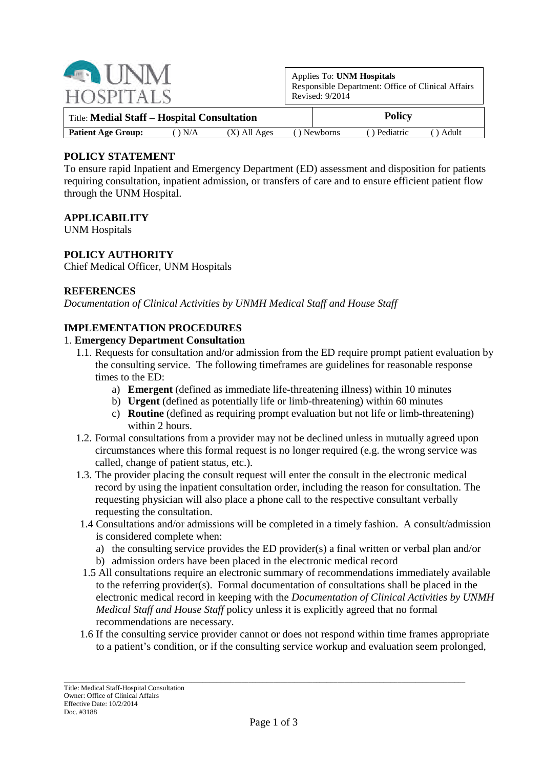UNM HOSPITALS

| Applies To: **UNM Hospitals** |
|---|
| Responsible Department: Office of Clinical Affairs |
| Revised: 9/2014 |

| Title: **Medial Staff – Hospital Consultation** | | | **Policy** | | |
|---|---|---|---|---|---|
| **Patient Age Group:** | ( ) N/A | (X) All Ages | ( ) Newborns | ( ) Pediatric | ( ) Adult |

## POLICY STATEMENT

To ensure rapid Inpatient and Emergency Department (ED) assessment and disposition for patients requiring consultation, inpatient admission, or transfers of care and to ensure efficient patient flow through the UNM Hospital.

## APPLICABILITY

UNM Hospitals

## POLICY AUTHORITY

Chief Medical Officer, UNM Hospitals

## REFERENCES

*Documentation of Clinical Activities by UNMH Medical Staff and House Staff*

## IMPLEMENTATION PROCEDURES

1. **Emergency Department Consultation**

   1.1. Requests for consultation and/or admission from the ED require prompt patient evaluation by the consulting service. The following timeframes are guidelines for reasonable response times to the ED:

      a) **Emergent** (defined as immediate life-threatening illness) within 10 minutes
      b) **Urgent** (defined as potentially life or limb-threatening) within 60 minutes
      c) **Routine** (defined as requiring prompt evaluation but not life or limb-threatening) within 2 hours.

   1.2. Formal consultations from a provider may not be declined unless in mutually agreed upon circumstances where this formal request is no longer required (e.g. the wrong service was called, change of patient status, etc.).

   1.3. The provider placing the consult request will enter the consult in the electronic medical record by using the inpatient consultation order, including the reason for consultation. The requesting physician will also place a phone call to the respective consultant verbally requesting the consultation.

   1.4 Consultations and/or admissions will be completed in a timely fashion. A consult/admission is considered complete when:

      a) the consulting service provides the ED provider(s) a final written or verbal plan and/or
      b) admission orders have been placed in the electronic medical record

   1.5 All consultations require an electronic summary of recommendations immediately available to the referring provider(s). Formal documentation of consultations shall be placed in the electronic medical record in keeping with the *Documentation of Clinical Activities by UNMH Medical Staff and House Staff* policy unless it is explicitly agreed that no formal recommendations are necessary.

   1.6 If the consulting service provider cannot or does not respond within time frames appropriate to a patient's condition, or if the consulting service workup and evaluation seem prolonged,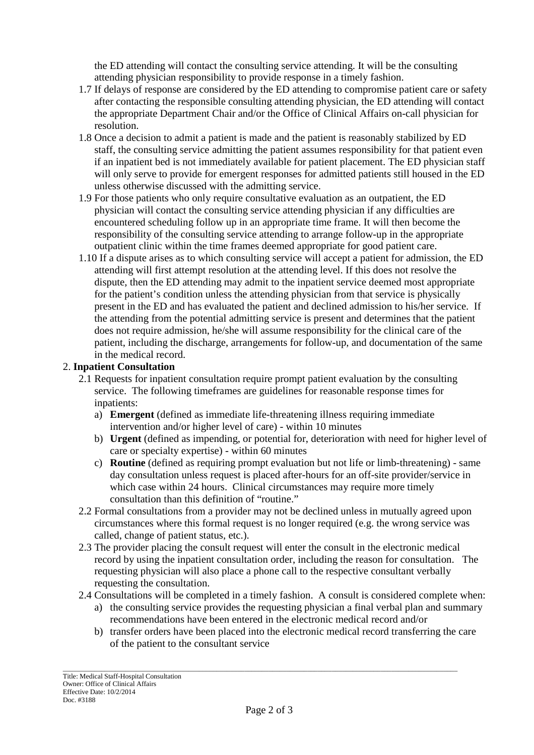the ED attending will contact the consulting service attending. It will be the consulting attending physician responsibility to provide response in a timely fashion.

1.7 If delays of response are considered by the ED attending to compromise patient care or safety after contacting the responsible consulting attending physician, the ED attending will contact the appropriate Department Chair and/or the Office of Clinical Affairs on-call physician for resolution.

1.8 Once a decision to admit a patient is made and the patient is reasonably stabilized by ED staff, the consulting service admitting the patient assumes responsibility for that patient even if an inpatient bed is not immediately available for patient placement. The ED physician staff will only serve to provide for emergent responses for admitted patients still housed in the ED unless otherwise discussed with the admitting service.

1.9 For those patients who only require consultative evaluation as an outpatient, the ED physician will contact the consulting service attending physician if any difficulties are encountered scheduling follow up in an appropriate time frame. It will then become the responsibility of the consulting service attending to arrange follow-up in the appropriate outpatient clinic within the time frames deemed appropriate for good patient care.

1.10 If a dispute arises as to which consulting service will accept a patient for admission, the ED attending will first attempt resolution at the attending level. If this does not resolve the dispute, then the ED attending may admit to the inpatient service deemed most appropriate for the patient's condition unless the attending physician from that service is physically present in the ED and has evaluated the patient and declined admission to his/her service. If the attending from the potential admitting service is present and determines that the patient does not require admission, he/she will assume responsibility for the clinical care of the patient, including the discharge, arrangements for follow-up, and documentation of the same in the medical record.

## 2. Inpatient Consultation

2.1 Requests for inpatient consultation require prompt patient evaluation by the consulting service. The following timeframes are guidelines for reasonable response times for inpatients:

a) **Emergent** (defined as immediate life-threatening illness requiring immediate intervention and/or higher level of care) - within 10 minutes

b) **Urgent** (defined as impending, or potential for, deterioration with need for higher level of care or specialty expertise) - within 60 minutes

c) **Routine** (defined as requiring prompt evaluation but not life or limb-threatening) - same day consultation unless request is placed after-hours for an off-site provider/service in which case within 24 hours. Clinical circumstances may require more timely consultation than this definition of "routine."

2.2 Formal consultations from a provider may not be declined unless in mutually agreed upon circumstances where this formal request is no longer required (e.g. the wrong service was called, change of patient status, etc.).

2.3 The provider placing the consult request will enter the consult in the electronic medical record by using the inpatient consultation order, including the reason for consultation. The requesting physician will also place a phone call to the respective consultant verbally requesting the consultation.

2.4 Consultations will be completed in a timely fashion. A consult is considered complete when:

a) the consulting service provides the requesting physician a final verbal plan and summary recommendations have been entered in the electronic medical record and/or

b) transfer orders have been placed into the electronic medical record transferring the care of the patient to the consultant service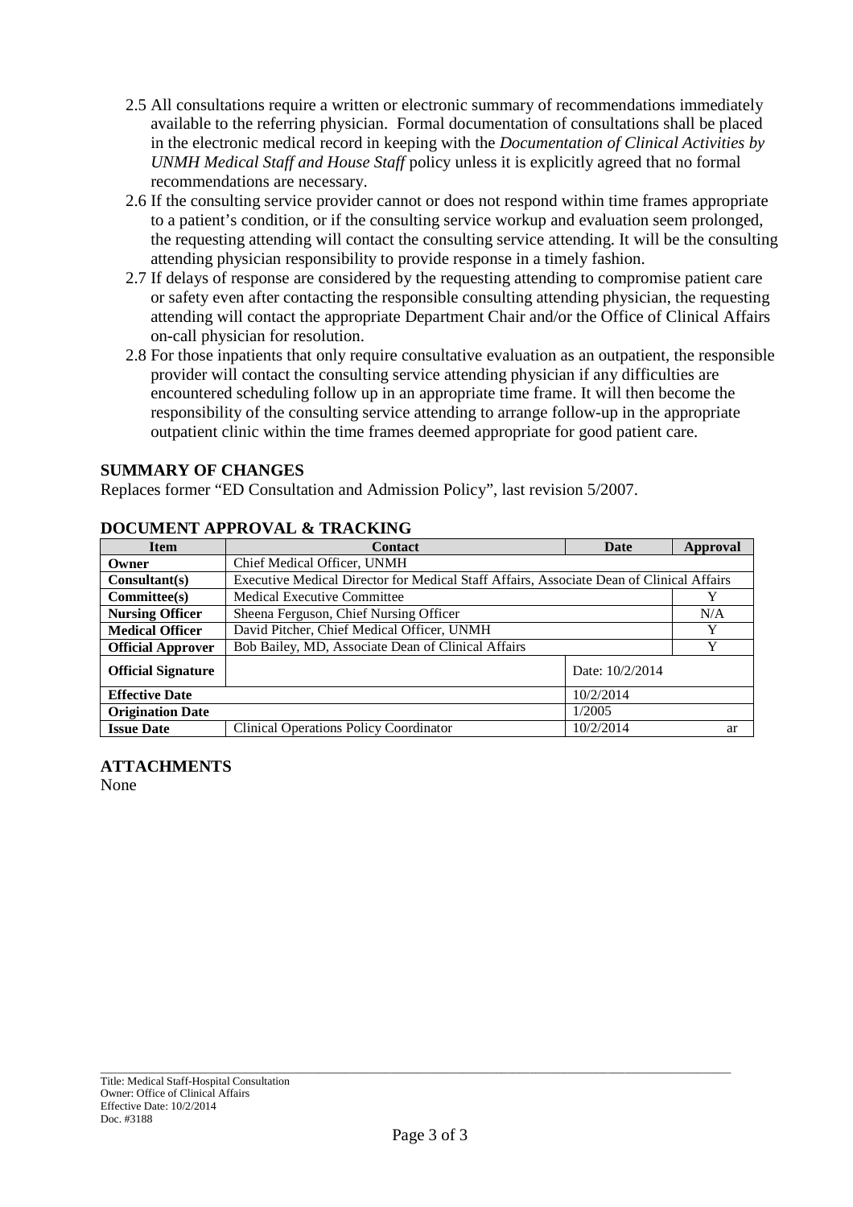2.5 All consultations require a written or electronic summary of recommendations immediately available to the referring physician. Formal documentation of consultations shall be placed in the electronic medical record in keeping with the *Documentation of Clinical Activities by UNMH Medical Staff and House Staff* policy unless it is explicitly agreed that no formal recommendations are necessary.

2.6 If the consulting service provider cannot or does not respond within time frames appropriate to a patient's condition, or if the consulting service workup and evaluation seem prolonged, the requesting attending will contact the consulting service attending. It will be the consulting attending physician responsibility to provide response in a timely fashion.

2.7 If delays of response are considered by the requesting attending to compromise patient care or safety even after contacting the responsible consulting attending physician, the requesting attending will contact the appropriate Department Chair and/or the Office of Clinical Affairs on-call physician for resolution.

2.8 For those inpatients that only require consultative evaluation as an outpatient, the responsible provider will contact the consulting service attending physician if any difficulties are encountered scheduling follow up in an appropriate time frame. It will then become the responsibility of the consulting service attending to arrange follow-up in the appropriate outpatient clinic within the time frames deemed appropriate for good patient care.

## SUMMARY OF CHANGES

Replaces former "ED Consultation and Admission Policy", last revision 5/2007.

## DOCUMENT APPROVAL & TRACKING

| Item | Contact | Date | Approval |
|---|---|---|---|
| **Owner** | Chief Medical Officer, UNMH | | |
| **Consultant(s)** | Executive Medical Director for Medical Staff Affairs, Associate Dean of Clinical Affairs | | |
| **Committee(s)** | Medical Executive Committee | | Y |
| **Nursing Officer** | Sheena Ferguson, Chief Nursing Officer | | N/A |
| **Medical Officer** | David Pitcher, Chief Medical Officer, UNMH | | Y |
| **Official Approver** | Bob Bailey, MD, Associate Dean of Clinical Affairs | | Y |
| **Official Signature** | | Date: 10/2/2014 | |
| **Effective Date** | | 10/2/2014 | |
| **Origination Date** | | 1/2005 | |
| **Issue Date** | Clinical Operations Policy Coordinator | 10/2/2014 | ar |

## ATTACHMENTS

None

Title: Medical Staff-Hospital Consultation
Owner: Office of Clinical Affairs
Effective Date: 10/2/2014
Doc. #3188